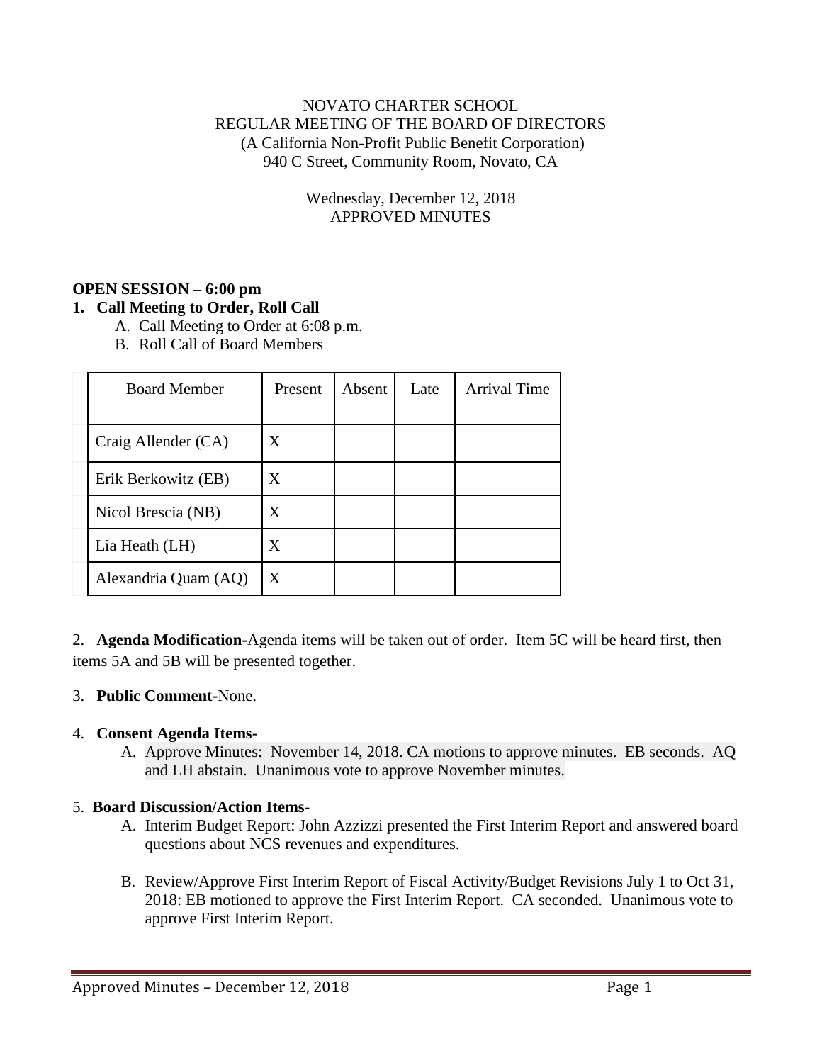NOVATO CHARTER SCHOOL
REGULAR MEETING OF THE BOARD OF DIRECTORS
(A California Non-Profit Public Benefit Corporation)
940 C Street, Community Room, Novato, CA

Wednesday, December 12, 2018
APPROVED MINUTES

**OPEN SESSION – 6:00 pm**

**1. Call Meeting to Order, Roll Call**

A. Call Meeting to Order at 6:08 p.m.
B. Roll Call of Board Members

| Board Member | Present | Absent | Late | Arrival Time |
|---|---|---|---|---|
| Craig Allender (CA) | X | | | |
| Erik Berkowitz (EB) | X | | | |
| Nicol Brescia (NB) | X | | | |
| Lia Heath (LH) | X | | | |
| Alexandria Quam (AQ) | X | | | |

2. **Agenda Modification-**Agenda items will be taken out of order. Item 5C will be heard first, then items 5A and 5B will be presented together.

3. **Public Comment-**None.

4. **Consent Agenda Items-**

A. Approve Minutes: November 14, 2018. CA motions to approve minutes. EB seconds. AQ and LH abstain. Unanimous vote to approve November minutes.

5. **Board Discussion/Action Items-**

A. Interim Budget Report: John Azzizzi presented the First Interim Report and answered board questions about NCS revenues and expenditures.

B. Review/Approve First Interim Report of Fiscal Activity/Budget Revisions July 1 to Oct 31, 2018: EB motioned to approve the First Interim Report. CA seconded. Unanimous vote to approve First Interim Report.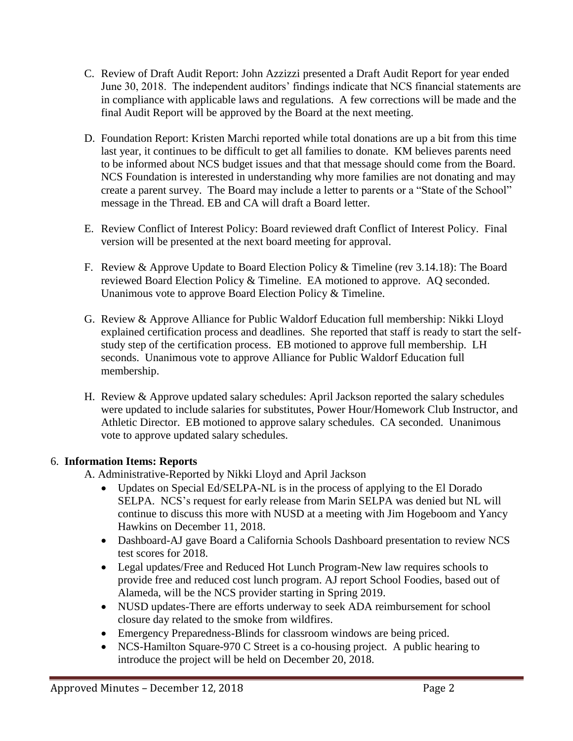C. Review of Draft Audit Report: John Azzizzi presented a Draft Audit Report for year ended June 30, 2018. The independent auditors' findings indicate that NCS financial statements are in compliance with applicable laws and regulations. A few corrections will be made and the final Audit Report will be approved by the Board at the next meeting.

D. Foundation Report: Kristen Marchi reported while total donations are up a bit from this time last year, it continues to be difficult to get all families to donate. KM believes parents need to be informed about NCS budget issues and that that message should come from the Board. NCS Foundation is interested in understanding why more families are not donating and may create a parent survey. The Board may include a letter to parents or a "State of the School" message in the Thread. EB and CA will draft a Board letter.

E. Review Conflict of Interest Policy: Board reviewed draft Conflict of Interest Policy. Final version will be presented at the next board meeting for approval.

F. Review & Approve Update to Board Election Policy & Timeline (rev 3.14.18): The Board reviewed Board Election Policy & Timeline. EA motioned to approve. AQ seconded. Unanimous vote to approve Board Election Policy & Timeline.

G. Review & Approve Alliance for Public Waldorf Education full membership: Nikki Lloyd explained certification process and deadlines. She reported that staff is ready to start the self-study step of the certification process. EB motioned to approve full membership. LH seconds. Unanimous vote to approve Alliance for Public Waldorf Education full membership.

H. Review & Approve updated salary schedules: April Jackson reported the salary schedules were updated to include salaries for substitutes, Power Hour/Homework Club Instructor, and Athletic Director. EB motioned to approve salary schedules. CA seconded. Unanimous vote to approve updated salary schedules.

6. **Information Items: Reports**

A. Administrative-Reported by Nikki Lloyd and April Jackson

- Updates on Special Ed/SELPA-NL is in the process of applying to the El Dorado SELPA. NCS's request for early release from Marin SELPA was denied but NL will continue to discuss this more with NUSD at a meeting with Jim Hogeboom and Yancy Hawkins on December 11, 2018.
- Dashboard-AJ gave Board a California Schools Dashboard presentation to review NCS test scores for 2018.
- Legal updates/Free and Reduced Hot Lunch Program-New law requires schools to provide free and reduced cost lunch program. AJ report School Foodies, based out of Alameda, will be the NCS provider starting in Spring 2019.
- NUSD updates-There are efforts underway to seek ADA reimbursement for school closure day related to the smoke from wildfires.
- Emergency Preparedness-Blinds for classroom windows are being priced.
- NCS-Hamilton Square-970 C Street is a co-housing project. A public hearing to introduce the project will be held on December 20, 2018.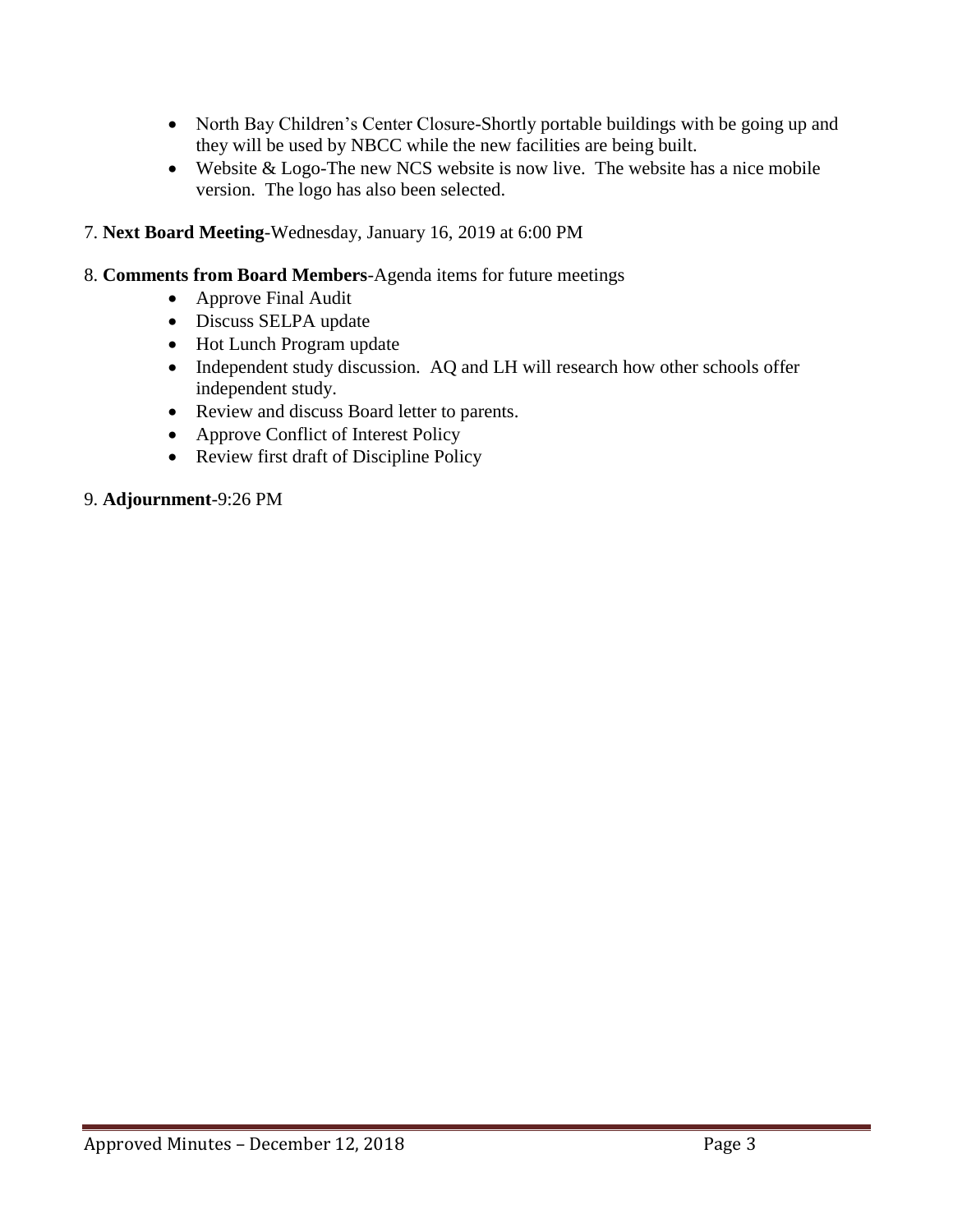- North Bay Children's Center Closure-Shortly portable buildings with be going up and they will be used by NBCC while the new facilities are being built.
- Website & Logo-The new NCS website is now live. The website has a nice mobile version. The logo has also been selected.

7. **Next Board Meeting**-Wednesday, January 16, 2019 at 6:00 PM

8. **Comments from Board Members**-Agenda items for future meetings
   - Approve Final Audit
   - Discuss SELPA update
   - Hot Lunch Program update
   - Independent study discussion. AQ and LH will research how other schools offer independent study.
   - Review and discuss Board letter to parents.
   - Approve Conflict of Interest Policy
   - Review first draft of Discipline Policy

9. **Adjournment**-9:26 PM